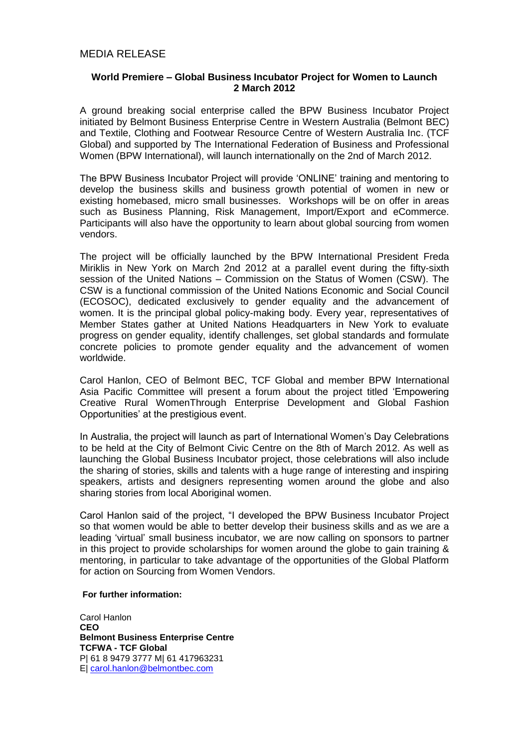MEDIA RELEASE

**World Premiere – Global Business Incubator Project for Women to Launch 2 March 2012**

A ground breaking social enterprise called the BPW Business Incubator Project initiated by Belmont Business Enterprise Centre in Western Australia (Belmont BEC) and Textile, Clothing and Footwear Resource Centre of Western Australia Inc. (TCF Global) and supported by The International Federation of Business and Professional Women (BPW International), will launch internationally on the 2nd of March 2012.

The BPW Business Incubator Project will provide 'ONLINE' training and mentoring to develop the business skills and business growth potential of women in new or existing homebased, micro small businesses. Workshops will be on offer in areas such as Business Planning, Risk Management, Import/Export and eCommerce. Participants will also have the opportunity to learn about global sourcing from women vendors.

The project will be officially launched by the BPW International President Freda Miriklis in New York on March 2nd 2012 at a parallel event during the fifty-sixth session of the United Nations – Commission on the Status of Women (CSW). The CSW is a functional commission of the United Nations Economic and Social Council (ECOSOC), dedicated exclusively to gender equality and the advancement of women. It is the principal global policy-making body. Every year, representatives of Member States gather at United Nations Headquarters in New York to evaluate progress on gender equality, identify challenges, set global standards and formulate concrete policies to promote gender equality and the advancement of women worldwide.

Carol Hanlon, CEO of Belmont BEC, TCF Global and member BPW International Asia Pacific Committee will present a forum about the project titled 'Empowering Creative Rural WomenThrough Enterprise Development and Global Fashion Opportunities' at the prestigious event.

In Australia, the project will launch as part of International Women's Day Celebrations to be held at the City of Belmont Civic Centre on the 8th of March 2012. As well as launching the Global Business Incubator project, those celebrations will also include the sharing of stories, skills and talents with a huge range of interesting and inspiring speakers, artists and designers representing women around the globe and also sharing stories from local Aboriginal women.

Carol Hanlon said of the project, "I developed the BPW Business Incubator Project so that women would be able to better develop their business skills and as we are a leading 'virtual' small business incubator, we are now calling on sponsors to partner in this project to provide scholarships for women around the globe to gain training & mentoring, in particular to take advantage of the opportunities of the Global Platform for action on Sourcing from Women Vendors.

**For further information:**

Carol Hanlon
**CEO**
**Belmont Business Enterprise Centre**
**TCFWA - TCF Global**
P| 61 8 9479 3777 M| 61 417963231
E| carol.hanlon@belmontbec.com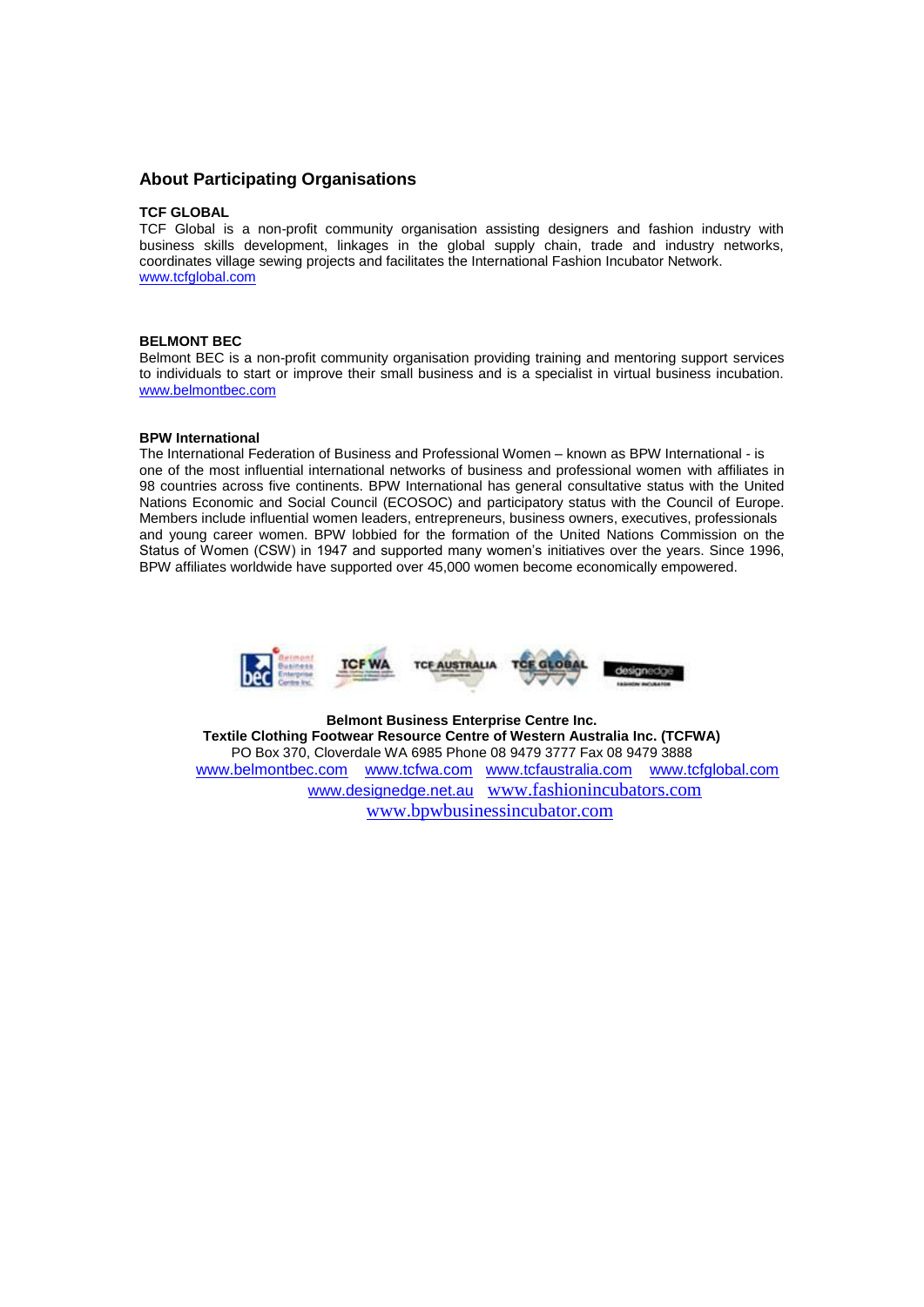## About Participating Organisations

**TCF GLOBAL**

TCF Global is a non-profit community organisation assisting designers and fashion industry with business skills development, linkages in the global supply chain, trade and industry networks, coordinates village sewing projects and facilitates the International Fashion Incubator Network.
www.tcfglobal.com

**BELMONT BEC**

Belmont BEC is a non-profit community organisation providing training and mentoring support services to individuals to start or improve their small business and is a specialist in virtual business incubation.
www.belmontbec.com

**BPW International**

The International Federation of Business and Professional Women – known as BPW International - is one of the most influential international networks of business and professional women with affiliates in 98 countries across five continents. BPW International has general consultative status with the United Nations Economic and Social Council (ECOSOC) and participatory status with the Council of Europe. Members include influential women leaders, entrepreneurs, business owners, executives, professionals and young career women. BPW lobbied for the formation of the United Nations Commission on the Status of Women (CSW) in 1947 and supported many women's initiatives over the years. Since 1996, BPW affiliates worldwide have supported over 45,000 women become economically empowered.

**Belmont Business Enterprise Centre Inc.**
**Textile Clothing Footwear Resource Centre of Western Australia Inc. (TCFWA)**
PO Box 370, Cloverdale WA 6985 Phone 08 9479 3777 Fax 08 9479 3888
www.belmontbec.com www.tcfwa.com www.tcfaustralia.com www.tcfglobal.com
www.designedge.net.au www.fashionincubators.com
www.bpwbusinessincubator.com